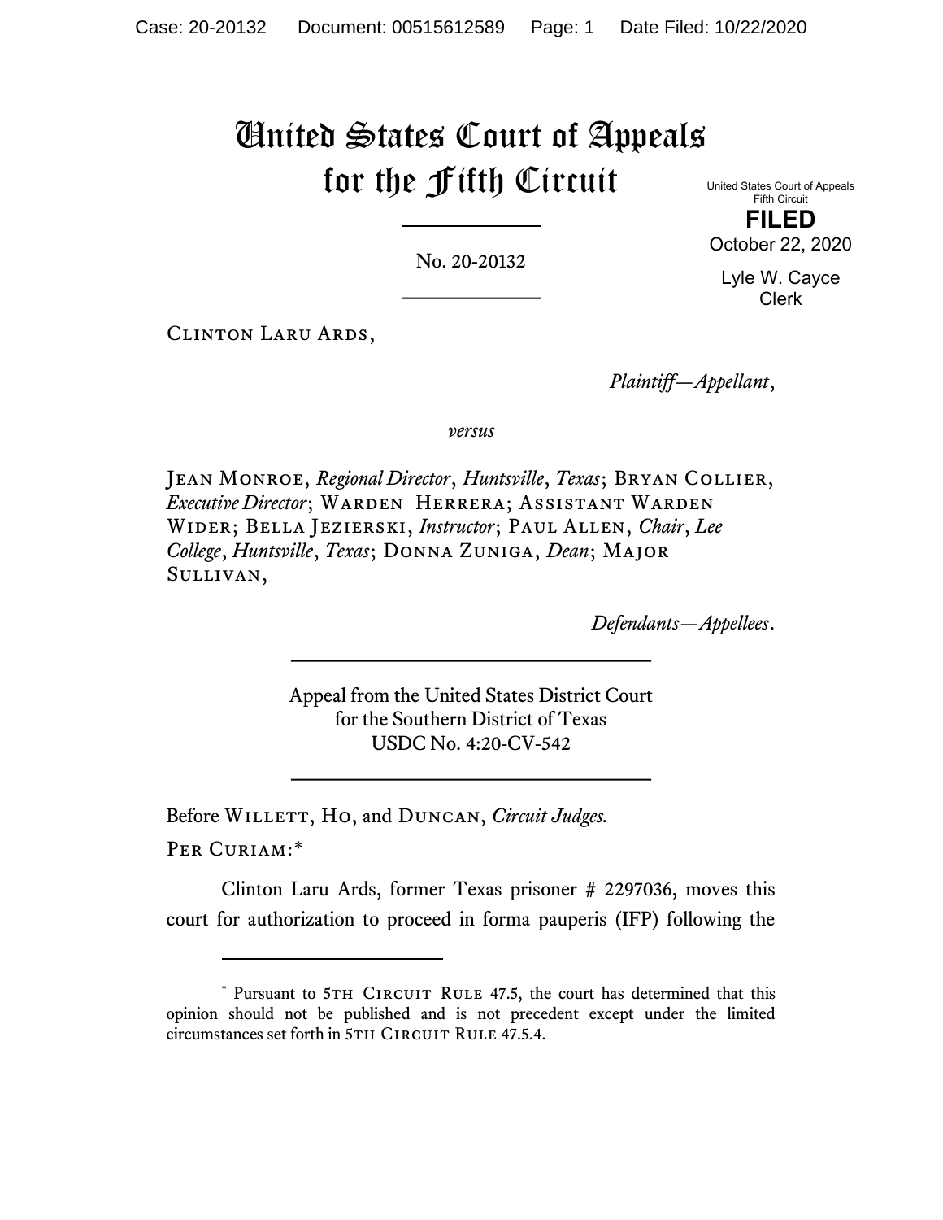# United States Court of Appeals for the Fifth Circuit

United States Court of Appeals
Fifth Circuit

**FILED**

October 22, 2020

Lyle W. Cayce
Clerk

No. 20-20132

Clinton Laru Ards,

*Plaintiff—Appellant*,

*versus*

Jean Monroe, *Regional Director*, *Huntsville*, *Texas*; Bryan Collier, *Executive Director*; Warden Herrera; Assistant Warden Wider; Bella Jezierski, *Instructor*; Paul Allen, *Chair*, *Lee College*, *Huntsville*, *Texas*; Donna Zuniga, *Dean*; Major Sullivan,

*Defendants—Appellees*.

Appeal from the United States District Court for the Southern District of Texas
USDC No. 4:20-CV-542

Before Willett, Ho, and Duncan, *Circuit Judges.*

Per Curiam:*

Clinton Laru Ards, former Texas prisoner # 2297036, moves this court for authorization to proceed in forma pauperis (IFP) following the

\* Pursuant to 5th Circuit Rule 47.5, the court has determined that this opinion should not be published and is not precedent except under the limited circumstances set forth in 5th Circuit Rule 47.5.4.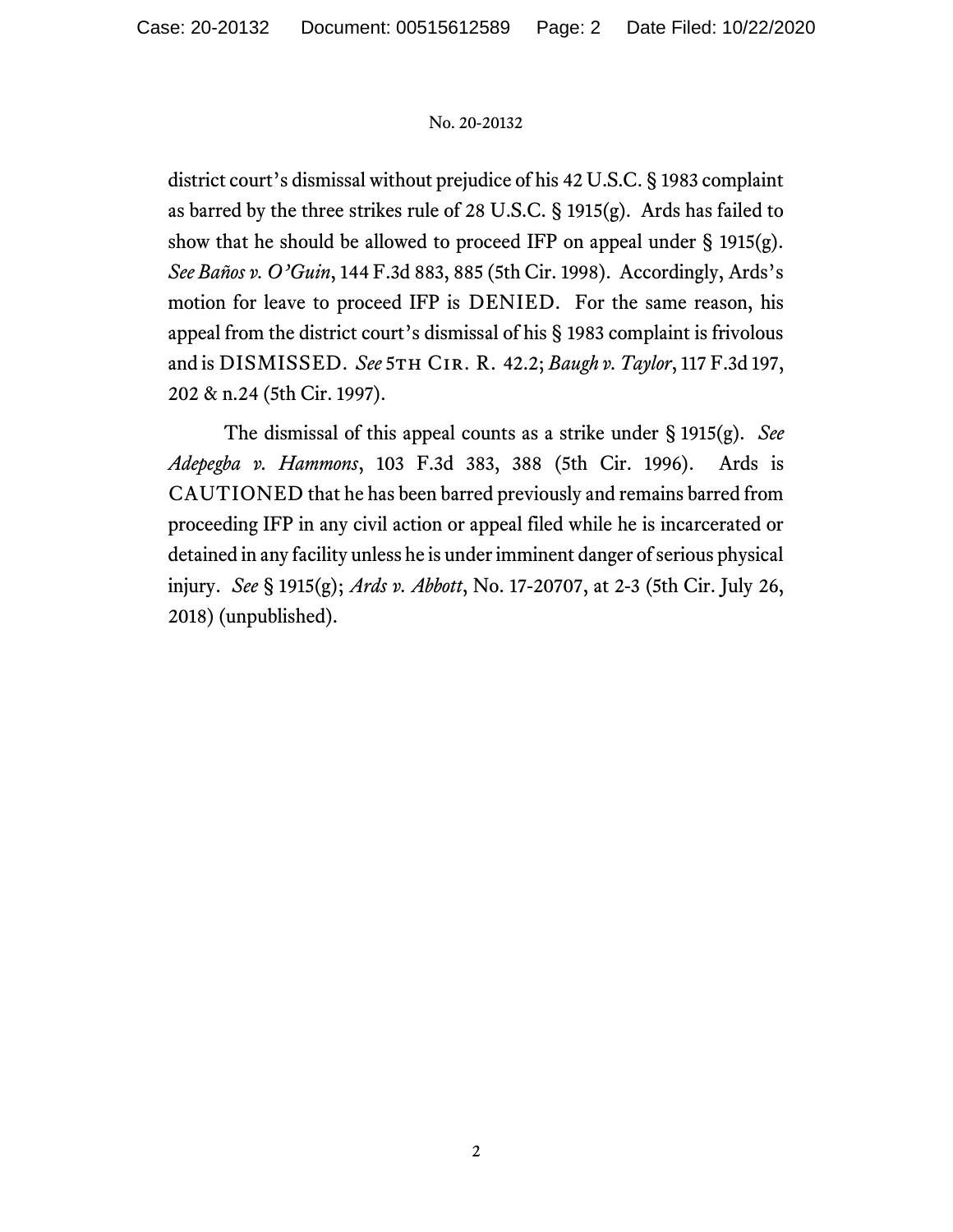district court's dismissal without prejudice of his 42 U.S.C. § 1983 complaint as barred by the three strikes rule of 28 U.S.C. § 1915(g). Ards has failed to show that he should be allowed to proceed IFP on appeal under § 1915(g). *See Baños v. O'Guin*, 144 F.3d 883, 885 (5th Cir. 1998). Accordingly, Ards's motion for leave to proceed IFP is DENIED. For the same reason, his appeal from the district court's dismissal of his § 1983 complaint is frivolous and is DISMISSED. *See* 5TH CIR. R. 42.2; *Baugh v. Taylor*, 117 F.3d 197, 202 & n.24 (5th Cir. 1997).

The dismissal of this appeal counts as a strike under § 1915(g). *See Adepegba v. Hammons*, 103 F.3d 383, 388 (5th Cir. 1996). Ards is CAUTIONED that he has been barred previously and remains barred from proceeding IFP in any civil action or appeal filed while he is incarcerated or detained in any facility unless he is under imminent danger of serious physical injury. *See* § 1915(g); *Ards v. Abbott*, No. 17-20707, at 2-3 (5th Cir. July 26, 2018) (unpublished).